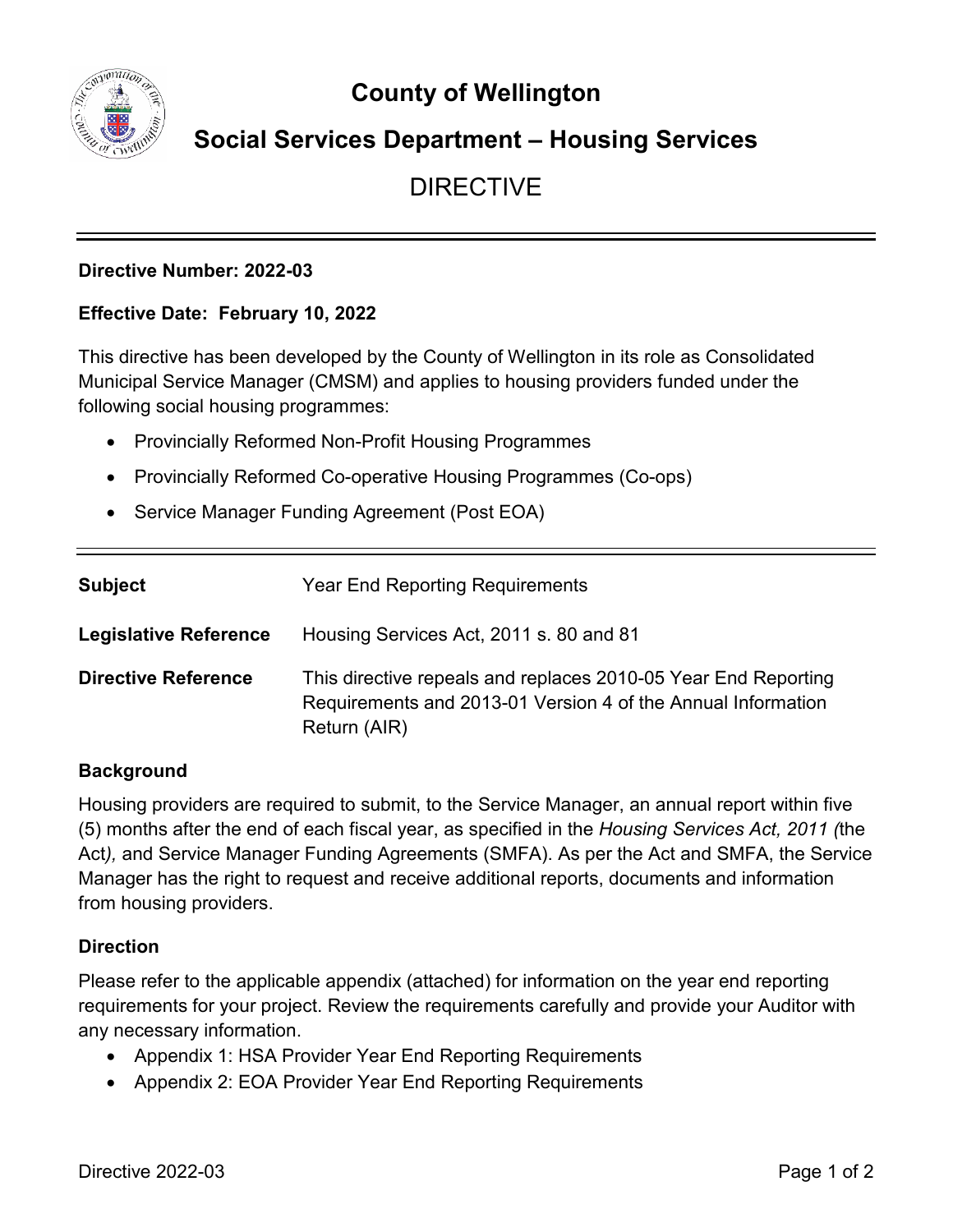# County of Wellington

## Social Services Department – Housing Services

## DIRECTIVE

**Directive Number: 2022-03**

**Effective Date: February 10, 2022**

This directive has been developed by the County of Wellington in its role as Consolidated Municipal Service Manager (CMSM) and applies to housing providers funded under the following social housing programmes:

- Provincially Reformed Non-Profit Housing Programmes
- Provincially Reformed Co-operative Housing Programmes (Co-ops)
- Service Manager Funding Agreement (Post EOA)

| | |
|---|---|
| **Subject** | Year End Reporting Requirements |
| **Legislative Reference** | Housing Services Act, 2011 s. 80 and 81 |
| **Directive Reference** | This directive repeals and replaces 2010-05 Year End Reporting Requirements and 2013-01 Version 4 of the Annual Information Return (AIR) |

### Background

Housing providers are required to submit, to the Service Manager, an annual report within five (5) months after the end of each fiscal year, as specified in the *Housing Services Act, 2011 (*the Act*),* and Service Manager Funding Agreements (SMFA). As per the Act and SMFA, the Service Manager has the right to request and receive additional reports, documents and information from housing providers.

### Direction

Please refer to the applicable appendix (attached) for information on the year end reporting requirements for your project. Review the requirements carefully and provide your Auditor with any necessary information.

- Appendix 1: HSA Provider Year End Reporting Requirements
- Appendix 2: EOA Provider Year End Reporting Requirements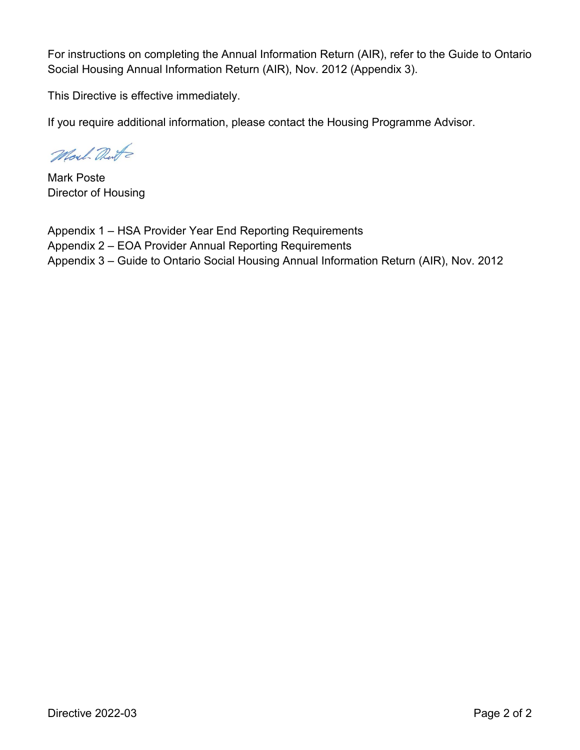For instructions on completing the Annual Information Return (AIR), refer to the Guide to Ontario Social Housing Annual Information Return (AIR), Nov. 2012 (Appendix 3).

This Directive is effective immediately.

If you require additional information, please contact the Housing Programme Advisor.

Mark Poste
Director of Housing

Appendix 1 – HSA Provider Year End Reporting Requirements
Appendix 2 – EOA Provider Annual Reporting Requirements
Appendix 3 – Guide to Ontario Social Housing Annual Information Return (AIR), Nov. 2012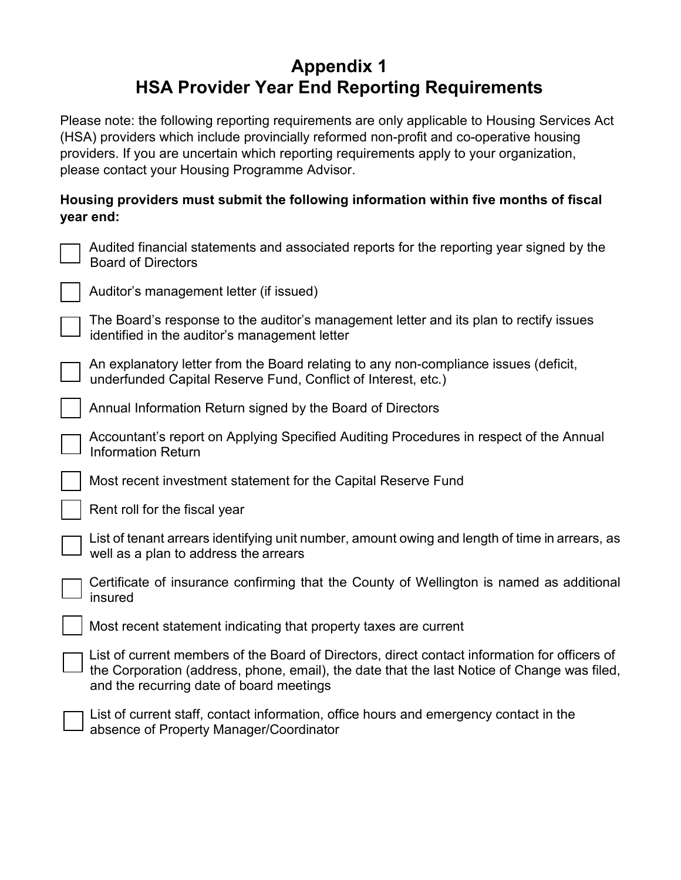# Appendix 1
# HSA Provider Year End Reporting Requirements

Please note: the following reporting requirements are only applicable to Housing Services Act (HSA) providers which include provincially reformed non-profit and co-operative housing providers. If you are uncertain which reporting requirements apply to your organization, please contact your Housing Programme Advisor.

**Housing providers must submit the following information within five months of fiscal year end:**

- [ ] Audited financial statements and associated reports for the reporting year signed by the Board of Directors
- [ ] Auditor's management letter (if issued)
- [ ] The Board's response to the auditor's management letter and its plan to rectify issues identified in the auditor's management letter
- [ ] An explanatory letter from the Board relating to any non-compliance issues (deficit, underfunded Capital Reserve Fund, Conflict of Interest, etc.)
- [ ] Annual Information Return signed by the Board of Directors
- [ ] Accountant's report on Applying Specified Auditing Procedures in respect of the Annual Information Return
- [ ] Most recent investment statement for the Capital Reserve Fund
- [ ] Rent roll for the fiscal year
- [ ] List of tenant arrears identifying unit number, amount owing and length of time in arrears, as well as a plan to address the arrears
- [ ] Certificate of insurance confirming that the County of Wellington is named as additional insured
- [ ] Most recent statement indicating that property taxes are current
- [ ] List of current members of the Board of Directors, direct contact information for officers of the Corporation (address, phone, email), the date that the last Notice of Change was filed, and the recurring date of board meetings
- [ ] List of current staff, contact information, office hours and emergency contact in the absence of Property Manager/Coordinator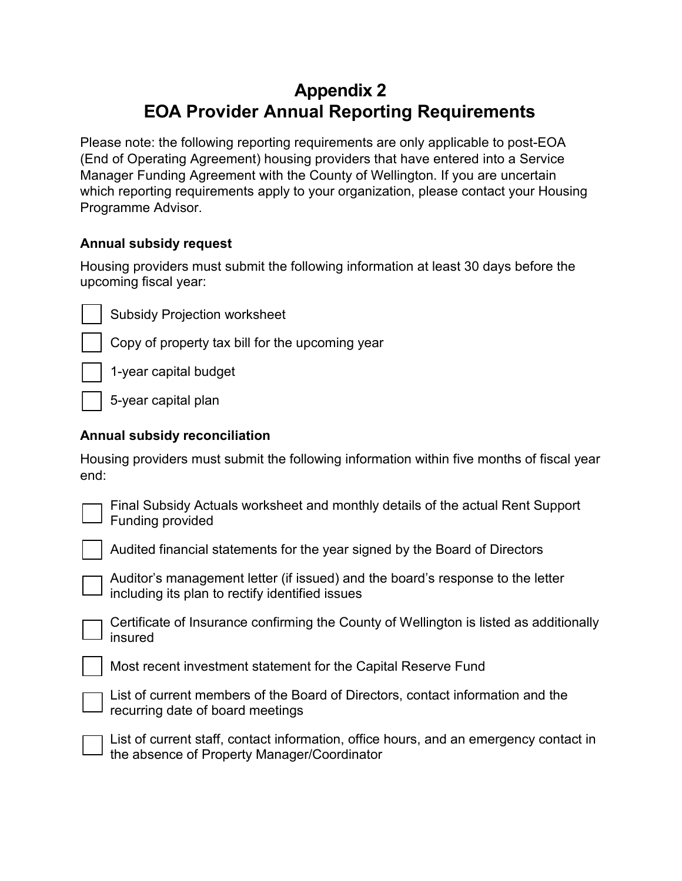# Appendix 2
# EOA Provider Annual Reporting Requirements

Please note: the following reporting requirements are only applicable to post-EOA (End of Operating Agreement) housing providers that have entered into a Service Manager Funding Agreement with the County of Wellington. If you are uncertain which reporting requirements apply to your organization, please contact your Housing Programme Advisor.

### Annual subsidy request

Housing providers must submit the following information at least 30 days before the upcoming fiscal year:

- [ ] Subsidy Projection worksheet
- [ ] Copy of property tax bill for the upcoming year
- [ ] 1-year capital budget
- [ ] 5-year capital plan

### Annual subsidy reconciliation

Housing providers must submit the following information within five months of fiscal year end:

- [ ] Final Subsidy Actuals worksheet and monthly details of the actual Rent Support Funding provided
- [ ] Audited financial statements for the year signed by the Board of Directors
- [ ] Auditor's management letter (if issued) and the board's response to the letter including its plan to rectify identified issues
- [ ] Certificate of Insurance confirming the County of Wellington is listed as additionally insured
- [ ] Most recent investment statement for the Capital Reserve Fund
- [ ] List of current members of the Board of Directors, contact information and the recurring date of board meetings
- [ ] List of current staff, contact information, office hours, and an emergency contact in the absence of Property Manager/Coordinator